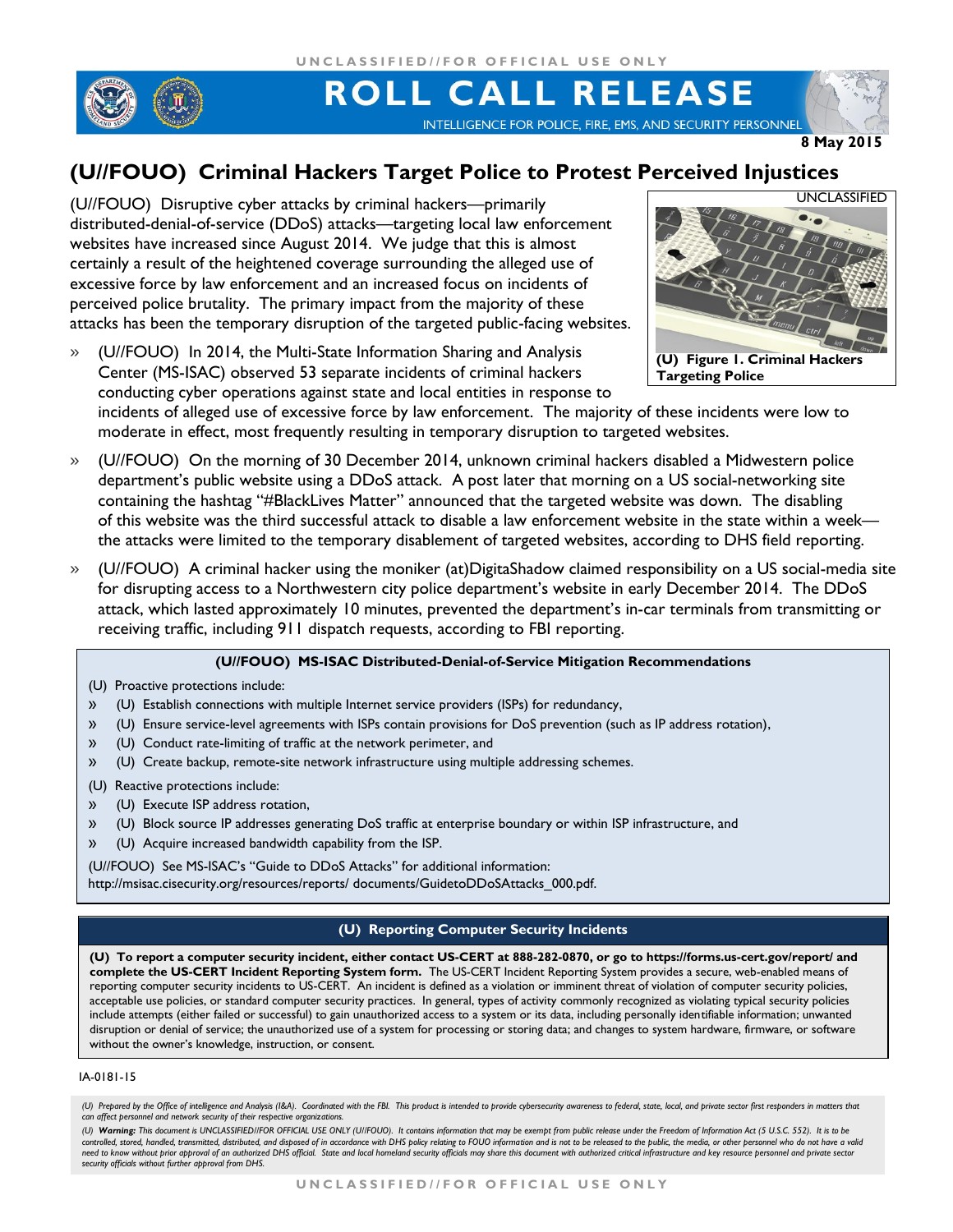# ROLL CALL RELEASE

INTELLIGENCE FOR POLICE, FIRE, EMS, AND SECURITY PERSONNEL

**8 May 2015**

## (U//FOUO) Criminal Hackers Target Police to Protest Perceived Injustices

(U//FOUO) Disruptive cyber attacks by criminal hackers—primarily distributed-denial-of-service (DDoS) attacks—targeting local law enforcement websites have increased since August 2014. We judge that this is almost certainly a result of the heightened coverage surrounding the alleged use of excessive force by law enforcement and an increased focus on incidents of perceived police brutality. The primary impact from the majority of these attacks has been the temporary disruption of the targeted public-facing websites.

UNCLASSIFIED

**(U) Figure 1. Criminal Hackers Targeting Police**

- (U//FOUO) In 2014, the Multi-State Information Sharing and Analysis Center (MS-ISAC) observed 53 separate incidents of criminal hackers conducting cyber operations against state and local entities in response to incidents of alleged use of excessive force by law enforcement. The majority of these incidents were low to moderate in effect, most frequently resulting in temporary disruption to targeted websites.
- (U//FOUO) On the morning of 30 December 2014, unknown criminal hackers disabled a Midwestern police department's public website using a DDoS attack. A post later that morning on a US social-networking site containing the hashtag "#BlackLives Matter" announced that the targeted website was down. The disabling of this website was the third successful attack to disable a law enforcement website in the state within a week—the attacks were limited to the temporary disablement of targeted websites, according to DHS field reporting.
- (U//FOUO) A criminal hacker using the moniker (at)DigitaShadow claimed responsibility on a US social-media site for disrupting access to a Northwestern city police department's website in early December 2014. The DDoS attack, which lasted approximately 10 minutes, prevented the department's in-car terminals from transmitting or receiving traffic, including 911 dispatch requests, according to FBI reporting.

### (U//FOUO) MS-ISAC Distributed-Denial-of-Service Mitigation Recommendations

(U) Proactive protections include:

- (U) Establish connections with multiple Internet service providers (ISPs) for redundancy,
- (U) Ensure service-level agreements with ISPs contain provisions for DoS prevention (such as IP address rotation),
- (U) Conduct rate-limiting of traffic at the network perimeter, and
- (U) Create backup, remote-site network infrastructure using multiple addressing schemes.

(U) Reactive protections include:

- (U) Execute ISP address rotation,
- (U) Block source IP addresses generating DoS traffic at enterprise boundary or within ISP infrastructure, and
- (U) Acquire increased bandwidth capability from the ISP.

(U//FOUO) See MS-ISAC's "Guide to DDoS Attacks" for additional information: http://msisac.cisecurity.org/resources/reports/ documents/GuidetoDDoSAttacks_000.pdf.

### (U) Reporting Computer Security Incidents

**(U) To report a computer security incident, either contact US-CERT at 888-282-0870, or go to https://forms.us-cert.gov/report/ and complete the US-CERT Incident Reporting System form.** The US-CERT Incident Reporting System provides a secure, web-enabled means of reporting computer security incidents to US-CERT. An incident is defined as a violation or imminent threat of violation of computer security policies, acceptable use policies, or standard computer security practices. In general, types of activity commonly recognized as violating typical security policies include attempts (either failed or successful) to gain unauthorized access to a system or its data, including personally identifiable information; unwanted disruption or denial of service; the unauthorized use of a system for processing or storing data; and changes to system hardware, firmware, or software without the owner's knowledge, instruction, or consent.

IA-0181-15

*(U) Prepared by the Office of intelligence and Analysis (I&A). Coordinated with the FBI. This product is intended to provide cybersecurity awareness to federal, state, local, and private sector first responders in matters that can affect personnel and network security of their respective organizations.*

*(U) **Warning:** This document is UNCLASSIFIED//FOR OFFICIAL USE ONLY (U//FOUO). It contains information that may be exempt from public release under the Freedom of Information Act (5 U.S.C. 552). It is to be controlled, stored, handled, transmitted, distributed, and disposed of in accordance with DHS policy relating to FOUO information and is not to be released to the public, the media, or other personnel who do not have a valid need to know without prior approval of an authorized DHS official. State and local homeland security officials may share this document with authorized critical infrastructure and key resource personnel and private sector security officials without further approval from DHS.*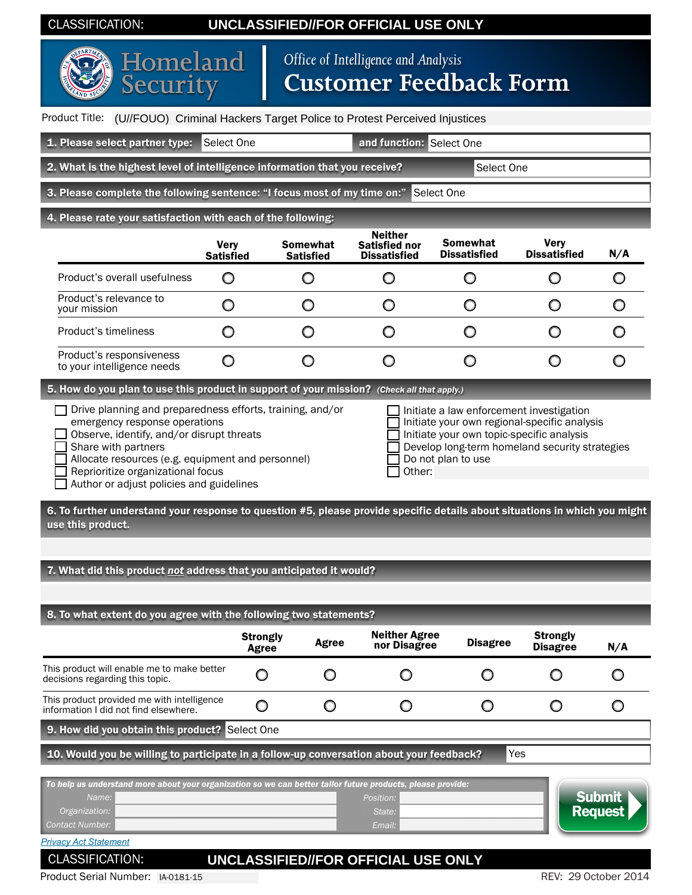CLASSIFICATION: **UNCLASSIFIED//FOR OFFICIAL USE ONLY**

# Homeland Security

## Office of Intelligence and Analysis
# Customer Feedback Form

Product Title: (U//FOUO) Criminal Hackers Target Police to Protest Perceived Injustices

**1. Please select partner type:** Select One **and function:** Select One

**2. What is the highest level of intelligence information that you receive?** Select One

**3. Please complete the following sentence: "I focus most of my time on:"** Select One

**4. Please rate your satisfaction with each of the following:**

| | Very Satisfied | Somewhat Satisfied | Neither Satisfied nor Dissatisfied | Somewhat Dissatisfied | Very Dissatisfied | N/A |
|---|---|---|---|---|---|---|
| Product's overall usefulness | ○ | ○ | ○ | ○ | ○ | ○ |
| Product's relevance to your mission | ○ | ○ | ○ | ○ | ○ | ○ |
| Product's timeliness | ○ | ○ | ○ | ○ | ○ | ○ |
| Product's responsiveness to your intelligence needs | ○ | ○ | ○ | ○ | ○ | ○ |

**5. How do you plan to use this product in support of your mission?** *(Check all that apply.)*

- ☐ Drive planning and preparedness efforts, training, and/or emergency response operations
- ☐ Observe, identify, and/or disrupt threats
- ☐ Share with partners
- ☐ Allocate resources (e.g. equipment and personnel)
- ☐ Reprioritize organizational focus
- ☐ Author or adjust policies and guidelines
- ☐ Initiate a law enforcement investigation
- ☐ Initiate your own regional-specific analysis
- ☐ Initiate your own topic-specific analysis
- ☐ Develop long-term homeland security strategies
- ☐ Do not plan to use
- ☐ Other:

**6. To further understand your response to question #5, please provide specific details about situations in which you might use this product.**

**7. What did this product *not* address that you anticipated it would?**

**8. To what extent do you agree with the following two statements?**

| | Strongly Agree | Agree | Neither Agree nor Disagree | Disagree | Strongly Disagree | N/A |
|---|---|---|---|---|---|---|
| This product will enable me to make better decisions regarding this topic. | ○ | ○ | ○ | ○ | ○ | ○ |
| This product provided me with intelligence information I did not find elsewhere. | ○ | ○ | ○ | ○ | ○ | ○ |

**9. How did you obtain this product?** Select One

**10. Would you be willing to participate in a follow-up conversation about your feedback?** Yes

*To help us understand more about your organization so we can better tailor future products, please provide:*

Name: Position:

Organization: State:

Contact Number: Email:

**Submit Request**

Privacy Act Statement

CLASSIFICATION: **UNCLASSIFIED//FOR OFFICIAL USE ONLY**

Product Serial Number: IA-0181-15

REV: 29 October 2014